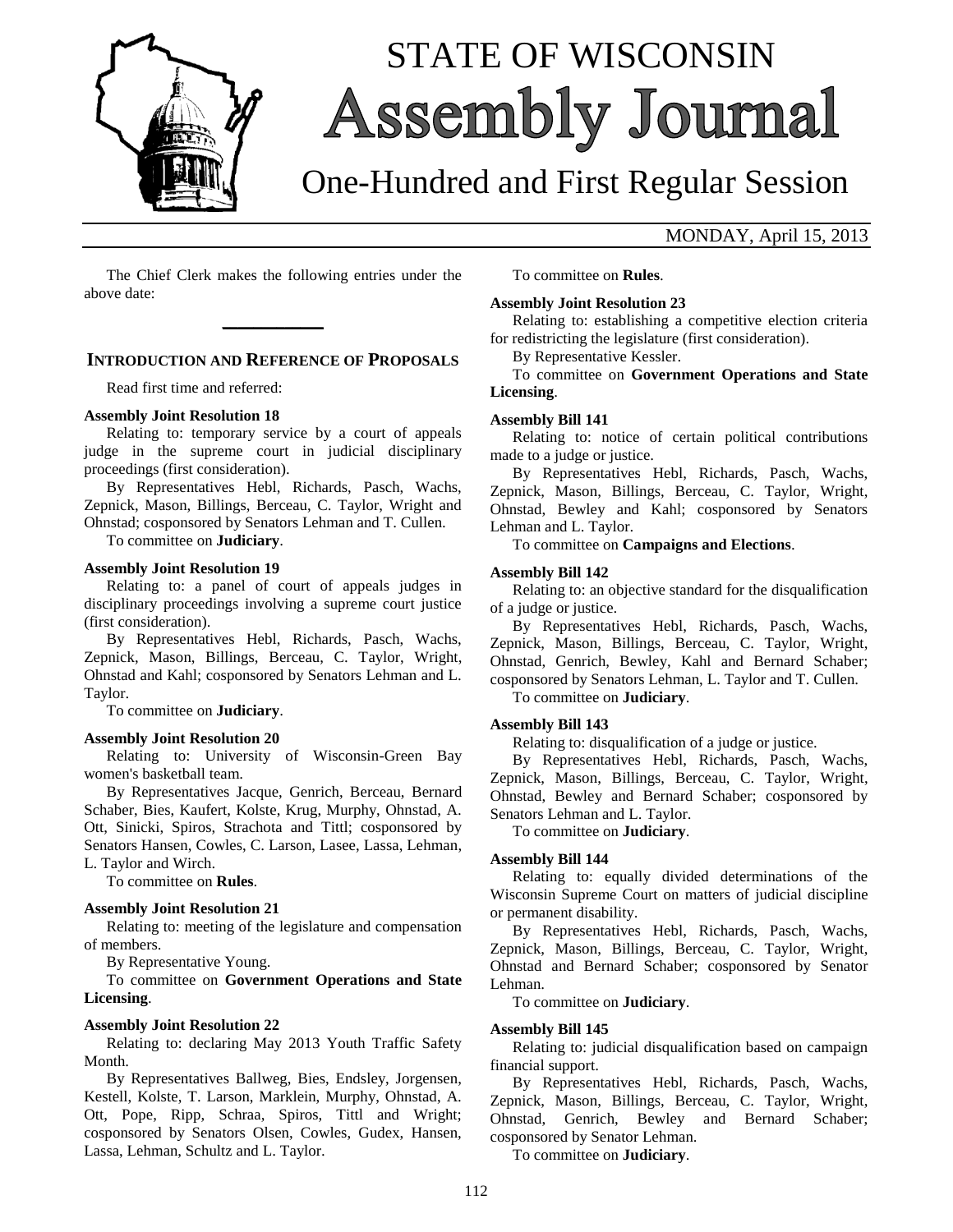# STATE OF WISCONSIN
# Assembly Journal
## One-Hundred and First Regular Session

MONDAY, April 15, 2013

The Chief Clerk makes the following entries under the above date:

---

### INTRODUCTION AND REFERENCE OF PROPOSALS

Read first time and referred:

**Assembly Joint Resolution 18**

Relating to: temporary service by a court of appeals judge in the supreme court in judicial disciplinary proceedings (first consideration).

By Representatives Hebl, Richards, Pasch, Wachs, Zepnick, Mason, Billings, Berceau, C. Taylor, Wright and Ohnstad; cosponsored by Senators Lehman and T. Cullen.

To committee on **Judiciary**.

**Assembly Joint Resolution 19**

Relating to: a panel of court of appeals judges in disciplinary proceedings involving a supreme court justice (first consideration).

By Representatives Hebl, Richards, Pasch, Wachs, Zepnick, Mason, Billings, Berceau, C. Taylor, Wright, Ohnstad and Kahl; cosponsored by Senators Lehman and L. Taylor.

To committee on **Judiciary**.

**Assembly Joint Resolution 20**

Relating to: University of Wisconsin-Green Bay women's basketball team.

By Representatives Jacque, Genrich, Berceau, Bernard Schaber, Bies, Kaufert, Kolste, Krug, Murphy, Ohnstad, A. Ott, Sinicki, Spiros, Strachota and Tittl; cosponsored by Senators Hansen, Cowles, C. Larson, Lasee, Lassa, Lehman, L. Taylor and Wirch.

To committee on **Rules**.

**Assembly Joint Resolution 21**

Relating to: meeting of the legislature and compensation of members.

By Representative Young.

To committee on **Government Operations and State Licensing**.

**Assembly Joint Resolution 22**

Relating to: declaring May 2013 Youth Traffic Safety Month.

By Representatives Ballweg, Bies, Endsley, Jorgensen, Kestell, Kolste, T. Larson, Marklein, Murphy, Ohnstad, A. Ott, Pope, Ripp, Schraa, Spiros, Tittl and Wright; cosponsored by Senators Olsen, Cowles, Gudex, Hansen, Lassa, Lehman, Schultz and L. Taylor.

To committee on **Rules**.

**Assembly Joint Resolution 23**

Relating to: establishing a competitive election criteria for redistricting the legislature (first consideration).

By Representative Kessler.

To committee on **Government Operations and State Licensing**.

**Assembly Bill 141**

Relating to: notice of certain political contributions made to a judge or justice.

By Representatives Hebl, Richards, Pasch, Wachs, Zepnick, Mason, Billings, Berceau, C. Taylor, Wright, Ohnstad, Bewley and Kahl; cosponsored by Senators Lehman and L. Taylor.

To committee on **Campaigns and Elections**.

**Assembly Bill 142**

Relating to: an objective standard for the disqualification of a judge or justice.

By Representatives Hebl, Richards, Pasch, Wachs, Zepnick, Mason, Billings, Berceau, C. Taylor, Wright, Ohnstad, Genrich, Bewley, Kahl and Bernard Schaber; cosponsored by Senators Lehman, L. Taylor and T. Cullen.

To committee on **Judiciary**.

**Assembly Bill 143**

Relating to: disqualification of a judge or justice.

By Representatives Hebl, Richards, Pasch, Wachs, Zepnick, Mason, Billings, Berceau, C. Taylor, Wright, Ohnstad, Bewley and Bernard Schaber; cosponsored by Senators Lehman and L. Taylor.

To committee on **Judiciary**.

**Assembly Bill 144**

Relating to: equally divided determinations of the Wisconsin Supreme Court on matters of judicial discipline or permanent disability.

By Representatives Hebl, Richards, Pasch, Wachs, Zepnick, Mason, Billings, Berceau, C. Taylor, Wright, Ohnstad and Bernard Schaber; cosponsored by Senator Lehman.

To committee on **Judiciary**.

**Assembly Bill 145**

Relating to: judicial disqualification based on campaign financial support.

By Representatives Hebl, Richards, Pasch, Wachs, Zepnick, Mason, Billings, Berceau, C. Taylor, Wright, Ohnstad, Genrich, Bewley and Bernard Schaber; cosponsored by Senator Lehman.

To committee on **Judiciary**.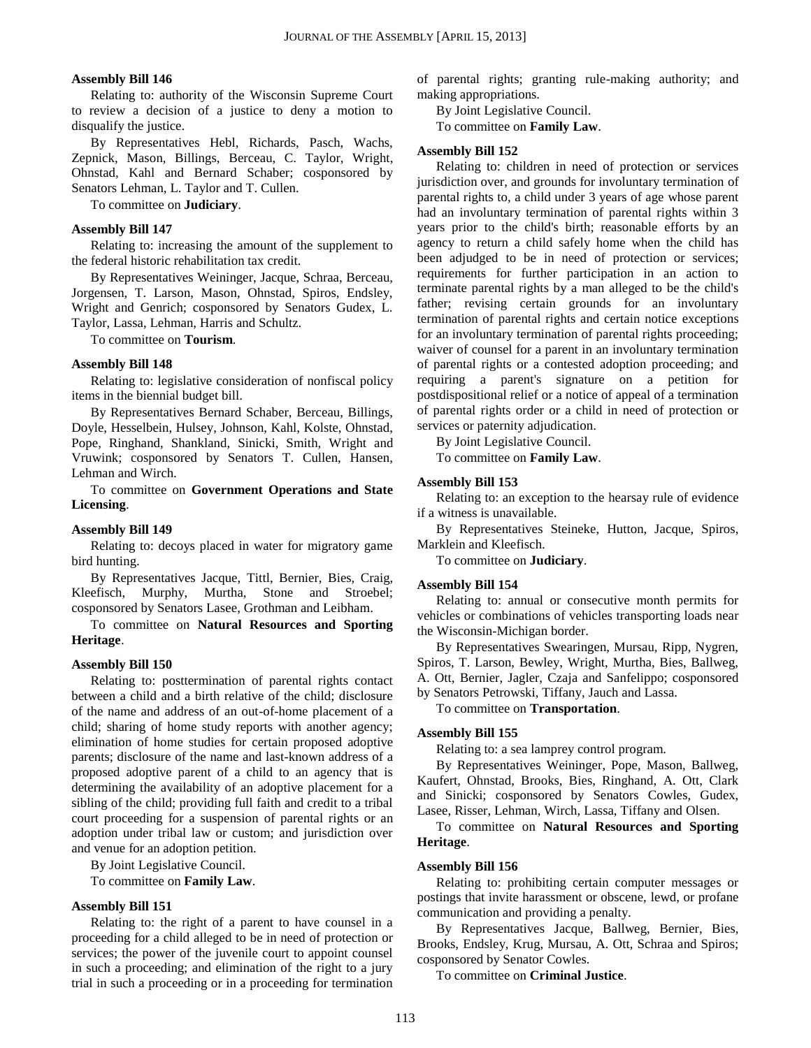#### Assembly Bill 146

Relating to: authority of the Wisconsin Supreme Court to review a decision of a justice to deny a motion to disqualify the justice.

By Representatives Hebl, Richards, Pasch, Wachs, Zepnick, Mason, Billings, Berceau, C. Taylor, Wright, Ohnstad, Kahl and Bernard Schaber; cosponsored by Senators Lehman, L. Taylor and T. Cullen.

To committee on **Judiciary**.

#### Assembly Bill 147

Relating to: increasing the amount of the supplement to the federal historic rehabilitation tax credit.

By Representatives Weininger, Jacque, Schraa, Berceau, Jorgensen, T. Larson, Mason, Ohnstad, Spiros, Endsley, Wright and Genrich; cosponsored by Senators Gudex, L. Taylor, Lassa, Lehman, Harris and Schultz.

To committee on **Tourism**.

#### Assembly Bill 148

Relating to: legislative consideration of nonfiscal policy items in the biennial budget bill.

By Representatives Bernard Schaber, Berceau, Billings, Doyle, Hesselbein, Hulsey, Johnson, Kahl, Kolste, Ohnstad, Pope, Ringhand, Shankland, Sinicki, Smith, Wright and Vruwink; cosponsored by Senators T. Cullen, Hansen, Lehman and Wirch.

To committee on **Government Operations and State Licensing**.

#### Assembly Bill 149

Relating to: decoys placed in water for migratory game bird hunting.

By Representatives Jacque, Tittl, Bernier, Bies, Craig, Kleefisch, Murphy, Murtha, Stone and Stroebel; cosponsored by Senators Lasee, Grothman and Leibham.

To committee on **Natural Resources and Sporting Heritage**.

#### Assembly Bill 150

Relating to: posttermination of parental rights contact between a child and a birth relative of the child; disclosure of the name and address of an out-of-home placement of a child; sharing of home study reports with another agency; elimination of home studies for certain proposed adoptive parents; disclosure of the name and last-known address of a proposed adoptive parent of a child to an agency that is determining the availability of an adoptive placement for a sibling of the child; providing full faith and credit to a tribal court proceeding for a suspension of parental rights or an adoption under tribal law or custom; and jurisdiction over and venue for an adoption petition.

By Joint Legislative Council.

To committee on **Family Law**.

#### Assembly Bill 151

Relating to: the right of a parent to have counsel in a proceeding for a child alleged to be in need of protection or services; the power of the juvenile court to appoint counsel in such a proceeding; and elimination of the right to a jury trial in such a proceeding or in a proceeding for termination of parental rights; granting rule-making authority; and making appropriations.

By Joint Legislative Council.

To committee on **Family Law**.

#### Assembly Bill 152

Relating to: children in need of protection or services jurisdiction over, and grounds for involuntary termination of parental rights to, a child under 3 years of age whose parent had an involuntary termination of parental rights within 3 years prior to the child's birth; reasonable efforts by an agency to return a child safely home when the child has been adjudged to be in need of protection or services; requirements for further participation in an action to terminate parental rights by a man alleged to be the child's father; revising certain grounds for an involuntary termination of parental rights and certain notice exceptions for an involuntary termination of parental rights proceeding; waiver of counsel for a parent in an involuntary termination of parental rights or a contested adoption proceeding; and requiring a parent's signature on a petition for postdispositional relief or a notice of appeal of a termination of parental rights order or a child in need of protection or services or paternity adjudication.

By Joint Legislative Council.

To committee on **Family Law**.

#### Assembly Bill 153

Relating to: an exception to the hearsay rule of evidence if a witness is unavailable.

By Representatives Steineke, Hutton, Jacque, Spiros, Marklein and Kleefisch.

To committee on **Judiciary**.

#### Assembly Bill 154

Relating to: annual or consecutive month permits for vehicles or combinations of vehicles transporting loads near the Wisconsin-Michigan border.

By Representatives Swearingen, Mursau, Ripp, Nygren, Spiros, T. Larson, Bewley, Wright, Murtha, Bies, Ballweg, A. Ott, Bernier, Jagler, Czaja and Sanfelippo; cosponsored by Senators Petrowski, Tiffany, Jauch and Lassa.

To committee on **Transportation**.

#### Assembly Bill 155

Relating to: a sea lamprey control program.

By Representatives Weininger, Pope, Mason, Ballweg, Kaufert, Ohnstad, Brooks, Bies, Ringhand, A. Ott, Clark and Sinicki; cosponsored by Senators Cowles, Gudex, Lasee, Risser, Lehman, Wirch, Lassa, Tiffany and Olsen.

To committee on **Natural Resources and Sporting Heritage**.

#### Assembly Bill 156

Relating to: prohibiting certain computer messages or postings that invite harassment or obscene, lewd, or profane communication and providing a penalty.

By Representatives Jacque, Ballweg, Bernier, Bies, Brooks, Endsley, Krug, Mursau, A. Ott, Schraa and Spiros; cosponsored by Senator Cowles.

To committee on **Criminal Justice**.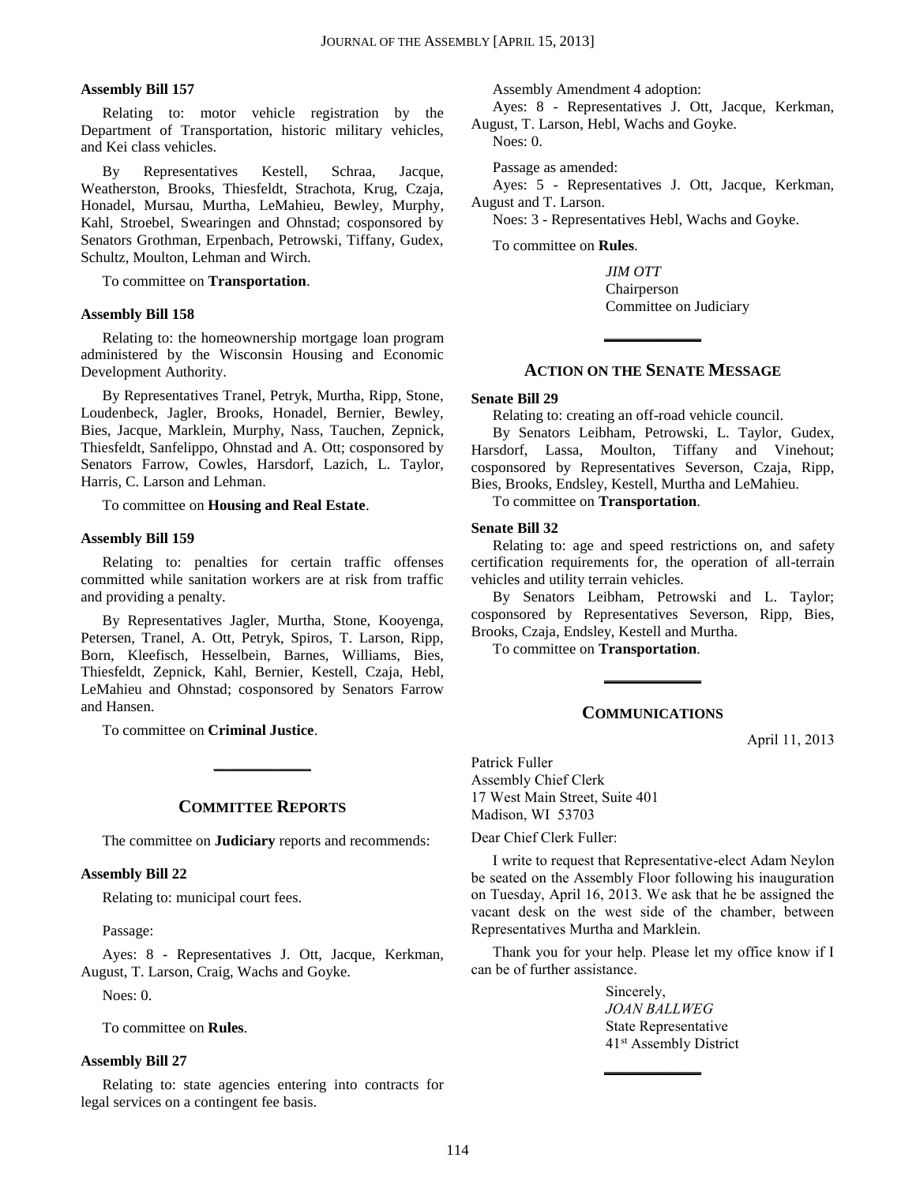**Assembly Bill 157**

Relating to: motor vehicle registration by the Department of Transportation, historic military vehicles, and Kei class vehicles.

By Representatives Kestell, Schraa, Jacque, Weatherston, Brooks, Thiesfeldt, Strachota, Krug, Czaja, Honadel, Mursau, Murtha, LeMahieu, Bewley, Murphy, Kahl, Stroebel, Swearingen and Ohnstad; cosponsored by Senators Grothman, Erpenbach, Petrowski, Tiffany, Gudex, Schultz, Moulton, Lehman and Wirch.

To committee on **Transportation**.

**Assembly Bill 158**

Relating to: the homeownership mortgage loan program administered by the Wisconsin Housing and Economic Development Authority.

By Representatives Tranel, Petryk, Murtha, Ripp, Stone, Loudenbeck, Jagler, Brooks, Honadel, Bernier, Bewley, Bies, Jacque, Marklein, Murphy, Nass, Tauchen, Zepnick, Thiesfeldt, Sanfelippo, Ohnstad and A. Ott; cosponsored by Senators Farrow, Cowles, Harsdorf, Lazich, L. Taylor, Harris, C. Larson and Lehman.

To committee on **Housing and Real Estate**.

**Assembly Bill 159**

Relating to: penalties for certain traffic offenses committed while sanitation workers are at risk from traffic and providing a penalty.

By Representatives Jagler, Murtha, Stone, Kooyenga, Petersen, Tranel, A. Ott, Petryk, Spiros, T. Larson, Ripp, Born, Kleefisch, Hesselbein, Barnes, Williams, Bies, Thiesfeldt, Zepnick, Kahl, Bernier, Kestell, Czaja, Hebl, LeMahieu and Ohnstad; cosponsored by Senators Farrow and Hansen.

To committee on **Criminal Justice**.

## COMMITTEE REPORTS

The committee on **Judiciary** reports and recommends:

**Assembly Bill 22**

Relating to: municipal court fees.

Passage:

Ayes: 8 - Representatives J. Ott, Jacque, Kerkman, August, T. Larson, Craig, Wachs and Goyke.

Noes: 0.

To committee on **Rules**.

**Assembly Bill 27**

Relating to: state agencies entering into contracts for legal services on a contingent fee basis.

Assembly Amendment 4 adoption:

Ayes: 8 - Representatives J. Ott, Jacque, Kerkman, August, T. Larson, Hebl, Wachs and Goyke.

Noes: 0.

Passage as amended:

Ayes: 5 - Representatives J. Ott, Jacque, Kerkman, August and T. Larson.

Noes: 3 - Representatives Hebl, Wachs and Goyke.

To committee on **Rules**.

*JIM OTT*
Chairperson
Committee on Judiciary

## ACTION ON THE SENATE MESSAGE

**Senate Bill 29**

Relating to: creating an off-road vehicle council.

By Senators Leibham, Petrowski, L. Taylor, Gudex, Harsdorf, Lassa, Moulton, Tiffany and Vinehout; cosponsored by Representatives Severson, Czaja, Ripp, Bies, Brooks, Endsley, Kestell, Murtha and LeMahieu.

To committee on **Transportation**.

**Senate Bill 32**

Relating to: age and speed restrictions on, and safety certification requirements for, the operation of all-terrain vehicles and utility terrain vehicles.

By Senators Leibham, Petrowski and L. Taylor; cosponsored by Representatives Severson, Ripp, Bies, Brooks, Czaja, Endsley, Kestell and Murtha.

To committee on **Transportation**.

## COMMUNICATIONS

April 11, 2013

Patrick Fuller
Assembly Chief Clerk
17 West Main Street, Suite 401
Madison, WI 53703

Dear Chief Clerk Fuller:

I write to request that Representative-elect Adam Neylon be seated on the Assembly Floor following his inauguration on Tuesday, April 16, 2013. We ask that he be assigned the vacant desk on the west side of the chamber, between Representatives Murtha and Marklein.

Thank you for your help. Please let my office know if I can be of further assistance.

Sincerely,
*JOAN BALLWEG*
State Representative
41st Assembly District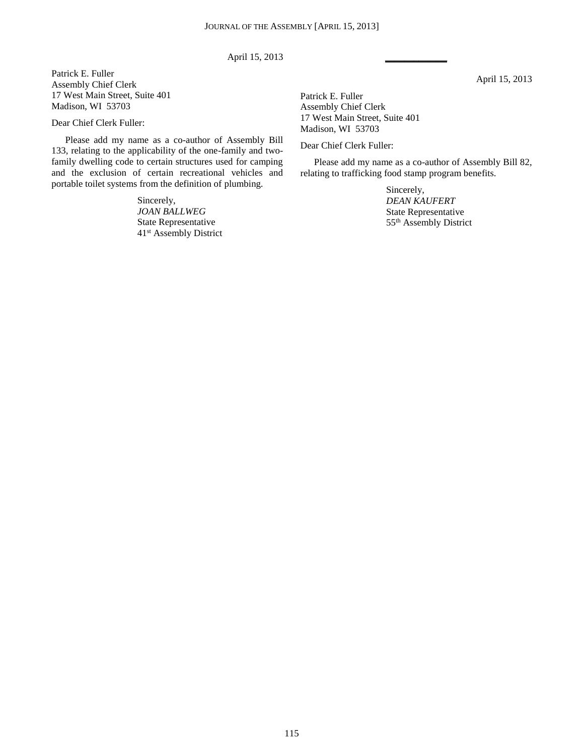April 15, 2013

Patrick E. Fuller
Assembly Chief Clerk
17 West Main Street, Suite 401
Madison, WI 53703

Dear Chief Clerk Fuller:

Please add my name as a co-author of Assembly Bill 133, relating to the applicability of the one-family and two-family dwelling code to certain structures used for camping and the exclusion of certain recreational vehicles and portable toilet systems from the definition of plumbing.

Sincerely,
*JOAN BALLWEG*
State Representative
41st Assembly District

---

April 15, 2013

Patrick E. Fuller
Assembly Chief Clerk
17 West Main Street, Suite 401
Madison, WI 53703

Dear Chief Clerk Fuller:

Please add my name as a co-author of Assembly Bill 82, relating to trafficking food stamp program benefits.

Sincerely,
*DEAN KAUFERT*
State Representative
55th Assembly District